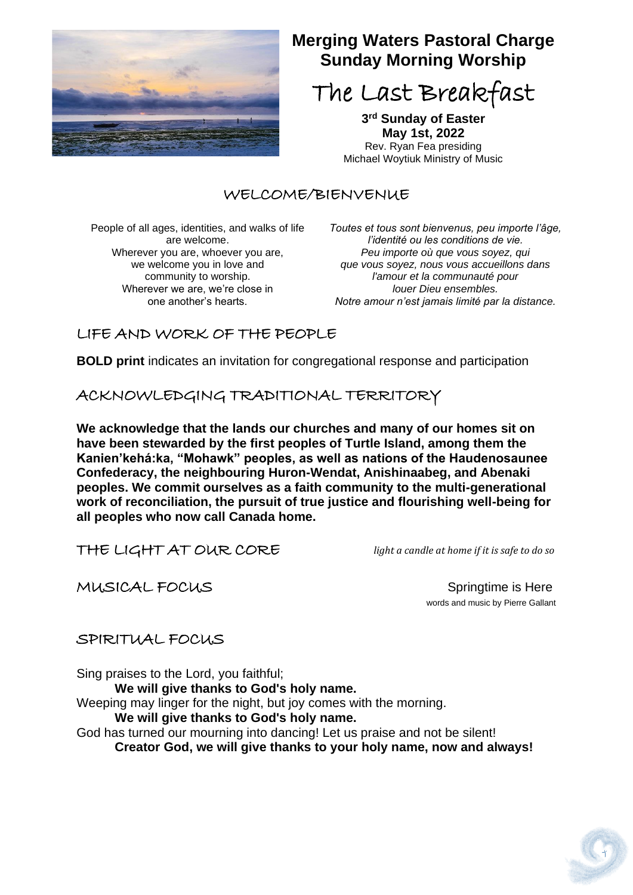# Merging Waters Pastoral Charge
# Sunday Morning Worship

# The Last Breakfast

**3rd Sunday of Easter**
**May 1st, 2022**
Rev. Ryan Fea presiding
Michael Woytiuk Ministry of Music

## WELCOME/BIENVENUE

People of all ages, identities, and walks of life are welcome.
Wherever you are, whoever you are, we welcome you in love and community to worship.
Wherever we are, we're close in one another's hearts.

*Toutes et tous sont bienvenus, peu importe l'âge, l'identité ou les conditions de vie.*
*Peu importe où que vous soyez, qui que vous soyez, nous vous accueillons dans l'amour et la communauté pour louer Dieu ensembles.*
*Notre amour n'est jamais limité par la distance.*

## LIFE AND WORK OF THE PEOPLE

**BOLD print** indicates an invitation for congregational response and participation

## ACKNOWLEDGING TRADITIONAL TERRITORY

**We acknowledge that the lands our churches and many of our homes sit on have been stewarded by the first peoples of Turtle Island, among them the Kanien'kehá:ka, "Mohawk" peoples, as well as nations of the Haudenosaunee Confederacy, the neighbouring Huron-Wendat, Anishinaabeg, and Abenaki peoples. We commit ourselves as a faith community to the multi-generational work of reconciliation, the pursuit of true justice and flourishing well-being for all peoples who now call Canada home.**

## THE LIGHT AT OUR CORE

*light a candle at home if it is safe to do so*

## MUSICAL FOCUS

Springtime is Here
words and music by Pierre Gallant

## SPIRITUAL FOCUS

Sing praises to the Lord, you faithful;
**We will give thanks to God's holy name.**
Weeping may linger for the night, but joy comes with the morning.
**We will give thanks to God's holy name.**
God has turned our mourning into dancing! Let us praise and not be silent!
**Creator God, we will give thanks to your holy name, now and always!**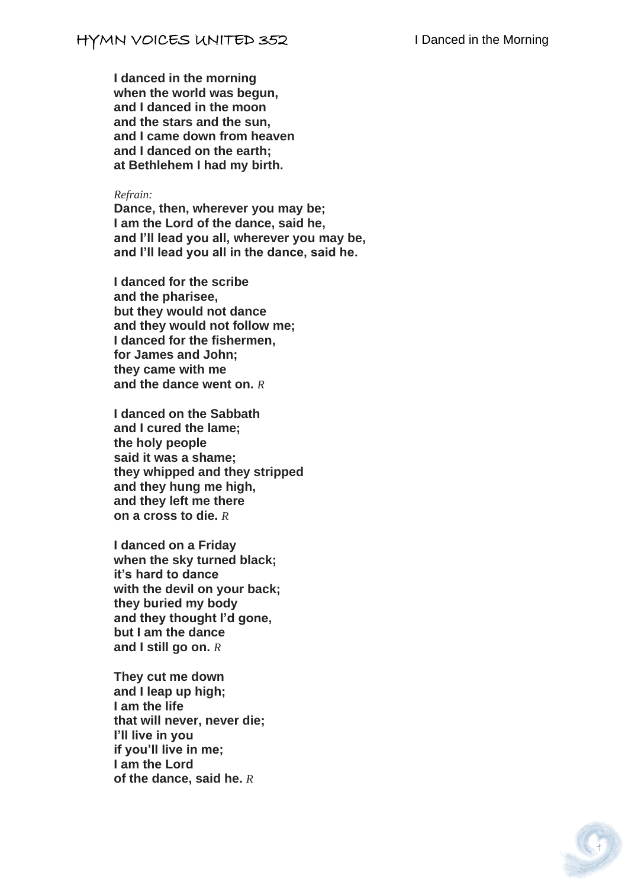**I danced in the morning**
**when the world was begun,**
**and I danced in the moon**
**and the stars and the sun,**
**and I came down from heaven**
**and I danced on the earth;**
**at Bethlehem I had my birth.**

*Refrain:*
**Dance, then, wherever you may be;**
**I am the Lord of the dance, said he,**
**and I'll lead you all, wherever you may be,**
**and I'll lead you all in the dance, said he.**

**I danced for the scribe**
**and the pharisee,**
**but they would not dance**
**and they would not follow me;**
**I danced for the fishermen,**
**for James and John;**
**they came with me**
**and the dance went on.** *R*

**I danced on the Sabbath**
**and I cured the lame;**
**the holy people**
**said it was a shame;**
**they whipped and they stripped**
**and they hung me high,**
**and they left me there**
**on a cross to die.** *R*

**I danced on a Friday**
**when the sky turned black;**
**it's hard to dance**
**with the devil on your back;**
**they buried my body**
**and they thought I'd gone,**
**but I am the dance**
**and I still go on.** *R*

**They cut me down**
**and I leap up high;**
**I am the life**
**that will never, never die;**
**I'll live in you**
**if you'll live in me;**
**I am the Lord**
**of the dance, said he.** *R*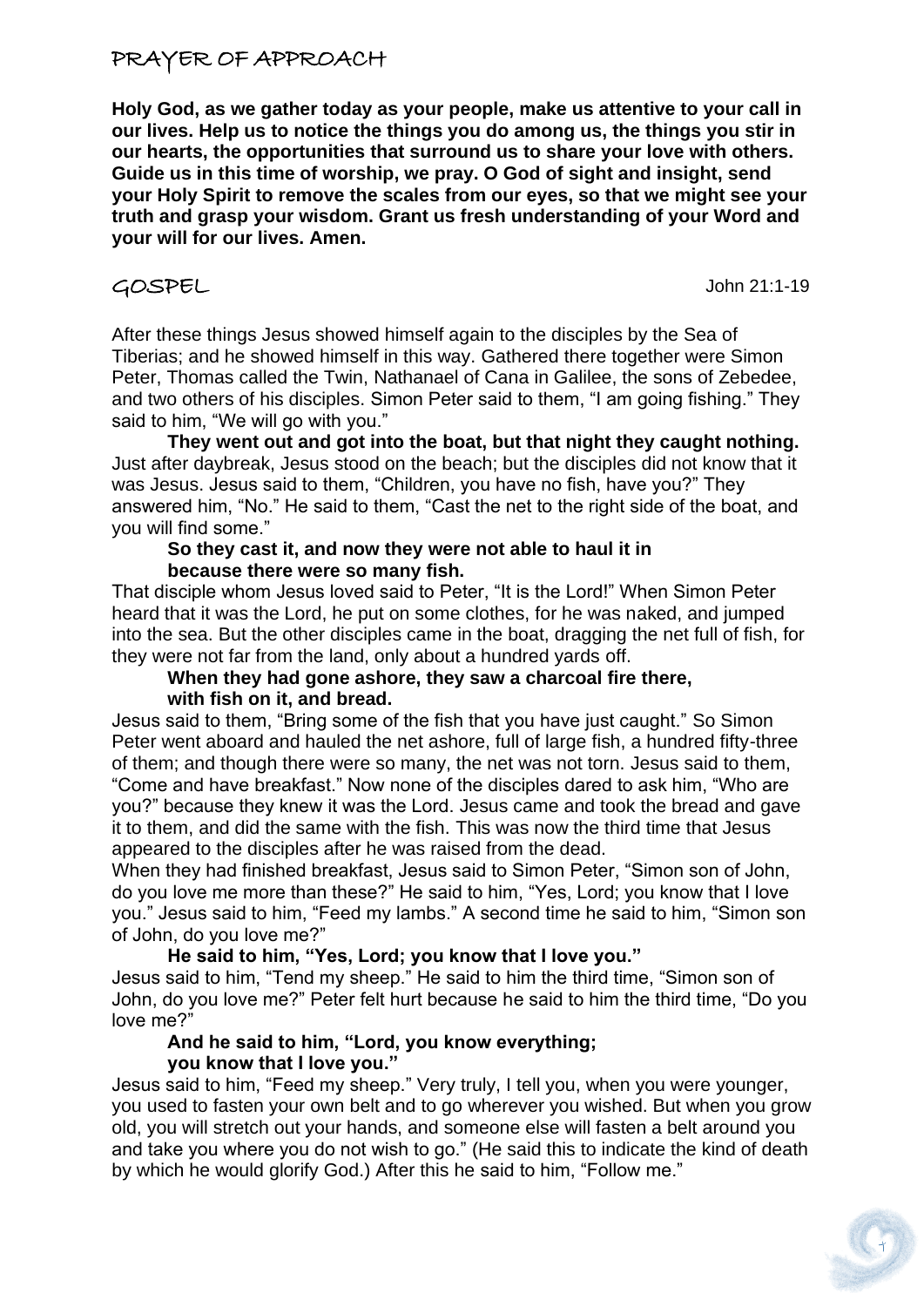## PRAYER OF APPROACH

**Holy God, as we gather today as your people, make us attentive to your call in our lives. Help us to notice the things you do among us, the things you stir in our hearts, the opportunities that surround us to share your love with others. Guide us in this time of worship, we pray. O God of sight and insight, send your Holy Spirit to remove the scales from our eyes, so that we might see your truth and grasp your wisdom. Grant us fresh understanding of your Word and your will for our lives. Amen.**

## GOSPEL

John 21:1-19

After these things Jesus showed himself again to the disciples by the Sea of Tiberias; and he showed himself in this way. Gathered there together were Simon Peter, Thomas called the Twin, Nathanael of Cana in Galilee, the sons of Zebedee, and two others of his disciples. Simon Peter said to them, "I am going fishing." They said to him, "We will go with you."

**They went out and got into the boat, but that night they caught nothing.**

Just after daybreak, Jesus stood on the beach; but the disciples did not know that it was Jesus. Jesus said to them, "Children, you have no fish, have you?" They answered him, "No." He said to them, "Cast the net to the right side of the boat, and you will find some."

**So they cast it, and now they were not able to haul it in because there were so many fish.**

That disciple whom Jesus loved said to Peter, "It is the Lord!" When Simon Peter heard that it was the Lord, he put on some clothes, for he was naked, and jumped into the sea. But the other disciples came in the boat, dragging the net full of fish, for they were not far from the land, only about a hundred yards off.

**When they had gone ashore, they saw a charcoal fire there, with fish on it, and bread.**

Jesus said to them, "Bring some of the fish that you have just caught." So Simon Peter went aboard and hauled the net ashore, full of large fish, a hundred fifty-three of them; and though there were so many, the net was not torn. Jesus said to them, "Come and have breakfast." Now none of the disciples dared to ask him, "Who are you?" because they knew it was the Lord. Jesus came and took the bread and gave it to them, and did the same with the fish. This was now the third time that Jesus appeared to the disciples after he was raised from the dead.

When they had finished breakfast, Jesus said to Simon Peter, "Simon son of John, do you love me more than these?" He said to him, "Yes, Lord; you know that I love you." Jesus said to him, "Feed my lambs." A second time he said to him, "Simon son of John, do you love me?"

**He said to him, "Yes, Lord; you know that I love you."**

Jesus said to him, "Tend my sheep." He said to him the third time, "Simon son of John, do you love me?" Peter felt hurt because he said to him the third time, "Do you love me?"

**And he said to him, "Lord, you know everything; you know that I love you."**

Jesus said to him, "Feed my sheep." Very truly, I tell you, when you were younger, you used to fasten your own belt and to go wherever you wished. But when you grow old, you will stretch out your hands, and someone else will fasten a belt around you and take you where you do not wish to go." (He said this to indicate the kind of death by which he would glorify God.) After this he said to him, "Follow me."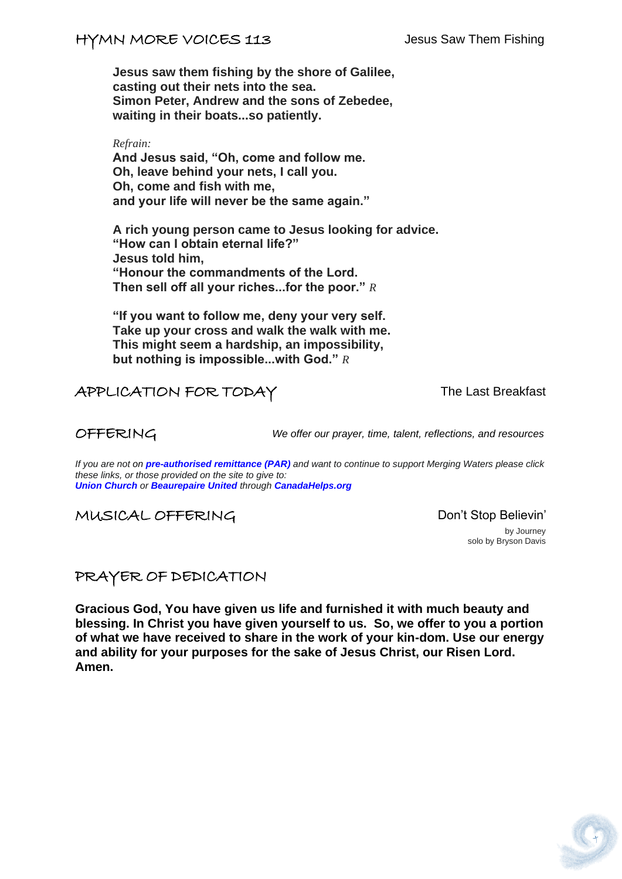## HYMN MORE VOICES 113 — Jesus Saw Them Fishing

**Jesus saw them fishing by the shore of Galilee,**
**casting out their nets into the sea.**
**Simon Peter, Andrew and the sons of Zebedee,**
**waiting in their boats...so patiently.**

*Refrain:*
**And Jesus said, "Oh, come and follow me.**
**Oh, leave behind your nets, I call you.**
**Oh, come and fish with me,**
**and your life will never be the same again."**

**A rich young person came to Jesus looking for advice.**
**"How can I obtain eternal life?"**
**Jesus told him,**
**"Honour the commandments of the Lord.**
**Then sell off all your riches...for the poor."** *R*

**"If you want to follow me, deny your very self.**
**Take up your cross and walk the walk with me.**
**This might seem a hardship, an impossibility,**
**but nothing is impossible...with God."** *R*

## APPLICATION FOR TODAY — The Last Breakfast

## OFFERING — *We offer our prayer, time, talent, reflections, and resources*

*If you are not on **pre-authorised remittance (PAR)** and want to continue to support Merging Waters please click these links, or those provided on the site to give to:*
***Union Church** or **Beaurepaire United** through **CanadaHelps.org***

## MUSICAL OFFERING — Don't Stop Believin'

by Journey
solo by Bryson Davis

## PRAYER OF DEDICATION

**Gracious God, You have given us life and furnished it with much beauty and blessing. In Christ you have given yourself to us. So, we offer to you a portion of what we have received to share in the work of your kin-dom. Use our energy and ability for your purposes for the sake of Jesus Christ, our Risen Lord. Amen.**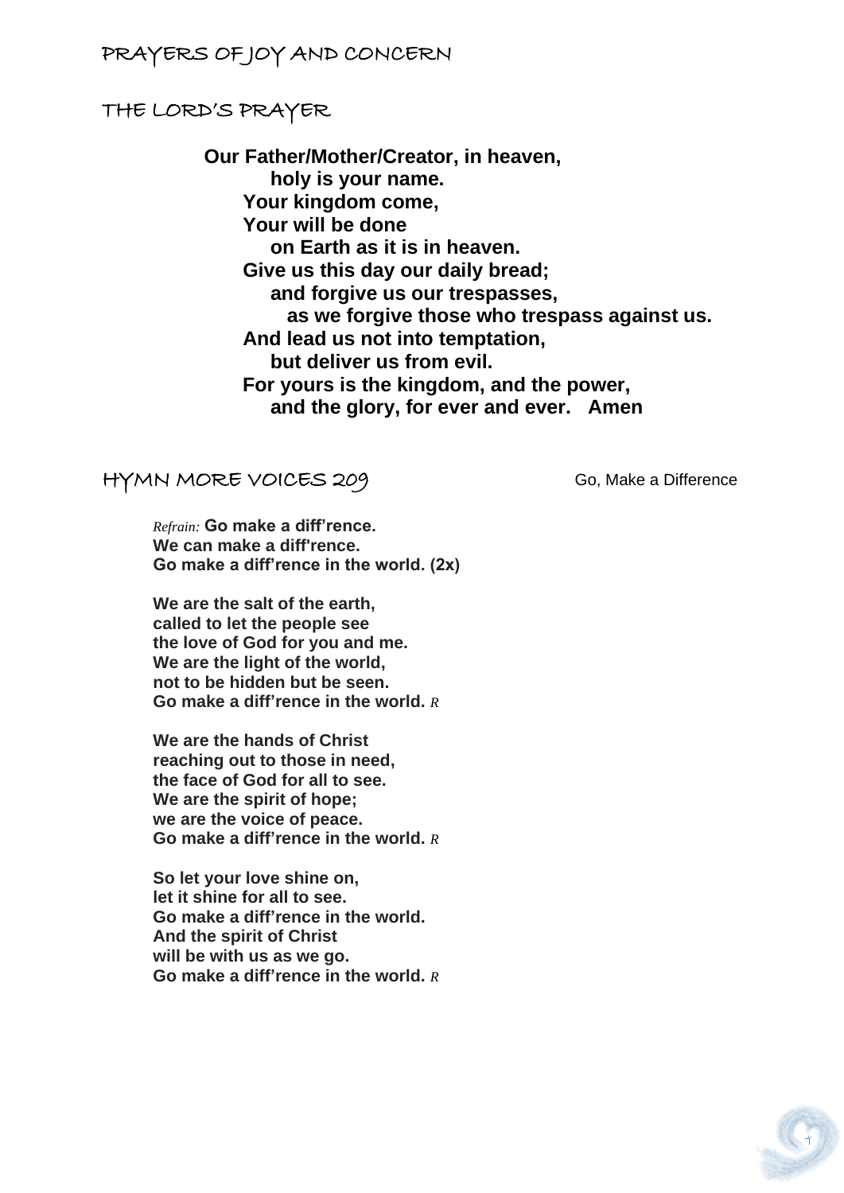## PRAYERS OF JOY AND CONCERN

## THE LORD'S PRAYER

**Our Father/Mother/Creator, in heaven,**
**holy is your name.**
**Your kingdom come,**
**Your will be done**
**on Earth as it is in heaven.**
**Give us this day our daily bread;**
**and forgive us our trespasses,**
**as we forgive those who trespass against us.**
**And lead us not into temptation,**
**but deliver us from evil.**
**For yours is the kingdom, and the power,**
**and the glory, for ever and ever. Amen**

## HYMN MORE VOICES 209

Go, Make a Difference

*Refrain:* **Go make a diff'rence.**
**We can make a diff'rence.**
**Go make a diff'rence in the world. (2x)**

**We are the salt of the earth,**
**called to let the people see**
**the love of God for you and me.**
**We are the light of the world,**
**not to be hidden but be seen.**
**Go make a diff'rence in the world.** *R*

**We are the hands of Christ**
**reaching out to those in need,**
**the face of God for all to see.**
**We are the spirit of hope;**
**we are the voice of peace.**
**Go make a diff'rence in the world.** *R*

**So let your love shine on,**
**let it shine for all to see.**
**Go make a diff'rence in the world.**
**And the spirit of Christ**
**will be with us as we go.**
**Go make a diff'rence in the world.** *R*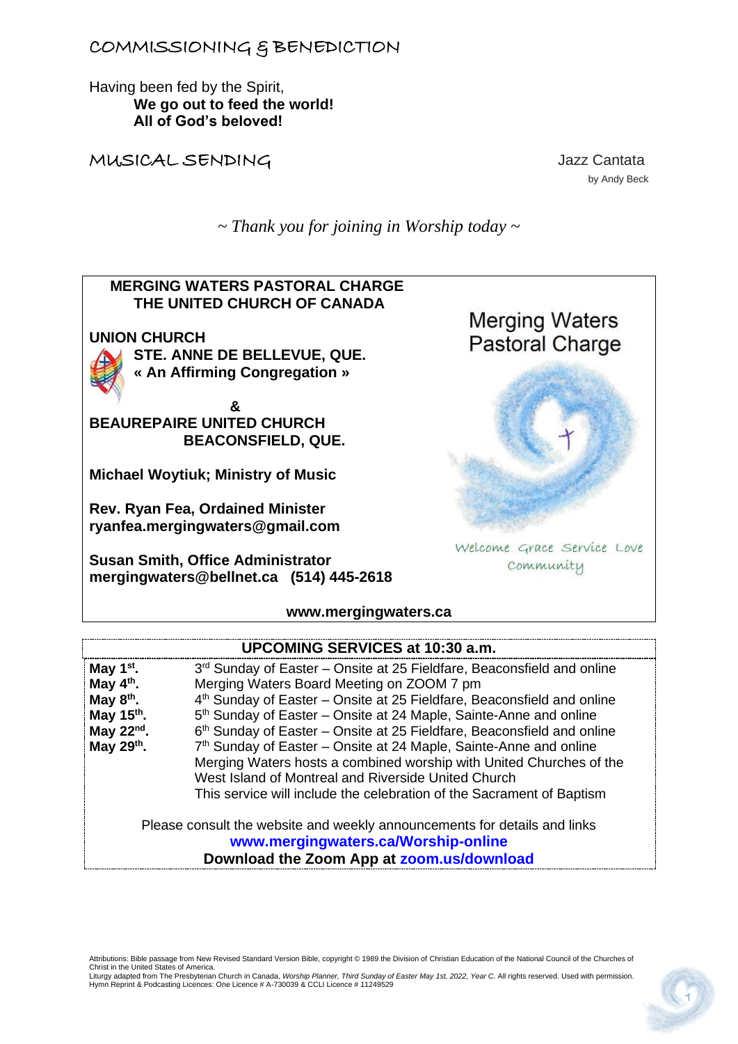## COMMISSIONING & BENEDICTION

Having been fed by the Spirit,
**We go out to feed the world!**
**All of God's beloved!**

## MUSICAL SENDING

Jazz Cantata
by Andy Beck

*~ Thank you for joining in Worship today ~*

**MERGING WATERS PASTORAL CHARGE**
**THE UNITED CHURCH OF CANADA**

**UNION CHURCH**
**STE. ANNE DE BELLEVUE, QUE.**
**« An Affirming Congregation »**

**&**

**BEAUREPAIRE UNITED CHURCH**
**BEACONSFIELD, QUE.**

**Michael Woytiuk; Ministry of Music**

**Rev. Ryan Fea, Ordained Minister**
**ryanfea.mergingwaters@gmail.com**

**Susan Smith, Office Administrator**
**mergingwaters@bellnet.ca (514) 445-2618**

Merging Waters Pastoral Charge

Welcome Grace Service Love Community

**www.mergingwaters.ca**

**UPCOMING SERVICES at 10:30 a.m.**

| | |
|---|---|
| **May 1st.** | 3rd Sunday of Easter – Onsite at 25 Fieldfare, Beaconsfield and online |
| **May 4th.** | Merging Waters Board Meeting on ZOOM 7 pm |
| **May 8th.** | 4th Sunday of Easter – Onsite at 25 Fieldfare, Beaconsfield and online |
| **May 15th.** | 5th Sunday of Easter – Onsite at 24 Maple, Sainte-Anne and online |
| **May 22nd.** | 6th Sunday of Easter – Onsite at 25 Fieldfare, Beaconsfield and online |
| **May 29th.** | 7th Sunday of Easter – Onsite at 24 Maple, Sainte-Anne and online<br>Merging Waters hosts a combined worship with United Churches of the West Island of Montreal and Riverside United Church<br>This service will include the celebration of the Sacrament of Baptism |

Please consult the website and weekly announcements for details and links
**www.mergingwaters.ca/Worship-online**
**Download the Zoom App at zoom.us/download**

Attributions: Bible passage from New Revised Standard Version Bible, copyright © 1989 the Division of Christian Education of the National Council of the Churches of Christ in the United States of America.
Liturgy adapted from The Presbyterian Church in Canada, *Worship Planner, Third Sunday of Easter May 1st, 2022, Year C.* All rights reserved. Used with permission.
Hymn Reprint & Podcasting Licences: One Licence # A-730039 & CCLI Licence # 11249529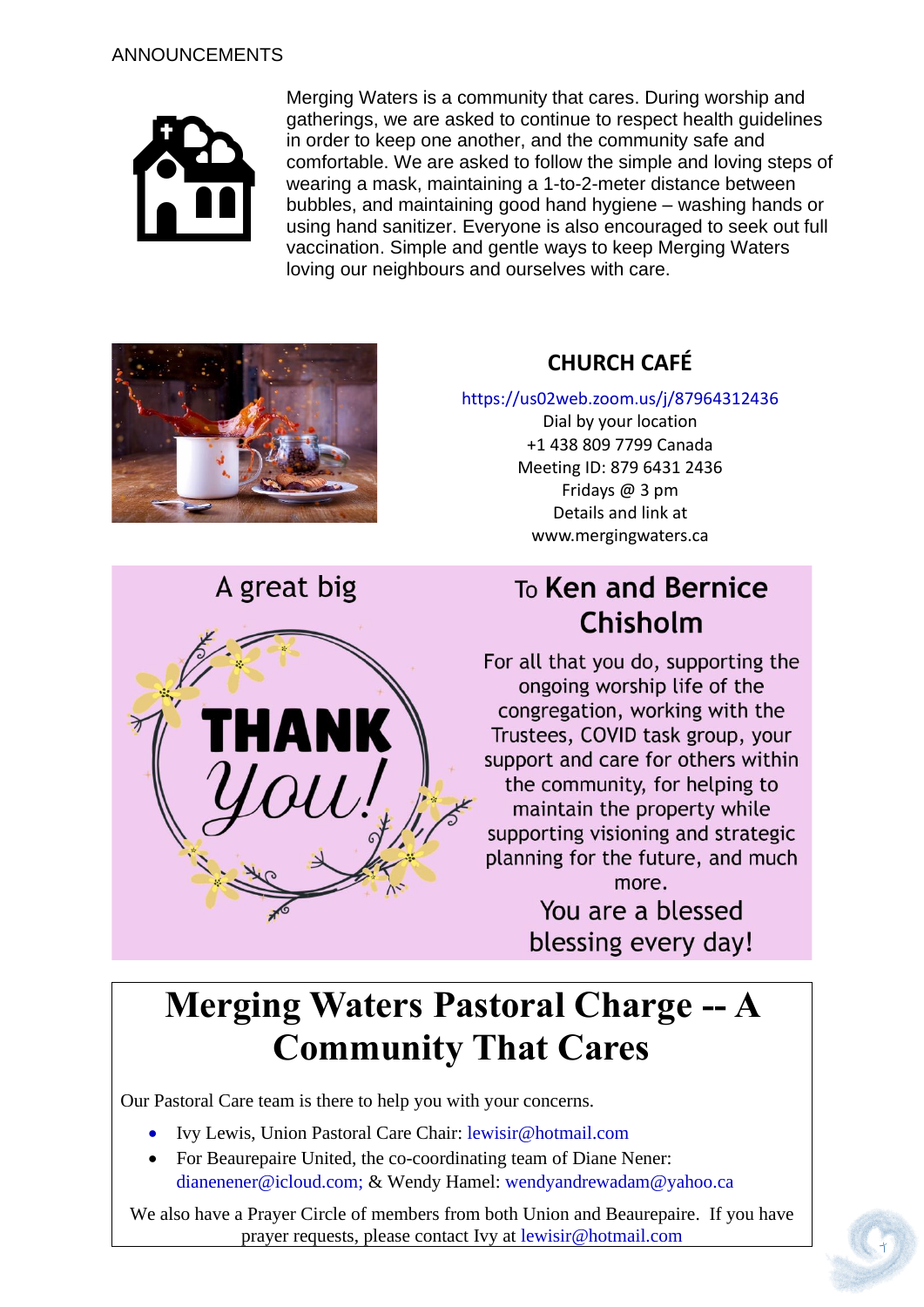ANNOUNCEMENTS

Merging Waters is a community that cares. During worship and gatherings, we are asked to continue to respect health guidelines in order to keep one another, and the community safe and comfortable. We are asked to follow the simple and loving steps of wearing a mask, maintaining a 1-to-2-meter distance between bubbles, and maintaining good hand hygiene – washing hands or using hand sanitizer. Everyone is also encouraged to seek out full vaccination. Simple and gentle ways to keep Merging Waters loving our neighbours and ourselves with care.

## CHURCH CAFÉ

https://us02web.zoom.us/j/87964312436
Dial by your location
+1 438 809 7799 Canada
Meeting ID: 879 6431 2436
Fridays @ 3 pm
Details and link at
www.mergingwaters.ca

A great big THANK you!

To **Ken and Bernice Chisholm**

For all that you do, supporting the ongoing worship life of the congregation, working with the Trustees, COVID task group, your support and care for others within the community, for helping to maintain the property while supporting visioning and strategic planning for the future, and much more.

You are a blessed blessing every day!

# Merging Waters Pastoral Charge -- A Community That Cares

Our Pastoral Care team is there to help you with your concerns.

- Ivy Lewis, Union Pastoral Care Chair: lewisir@hotmail.com
- For Beaurepaire United, the co-coordinating team of Diane Nener: dianenener@icloud.com; & Wendy Hamel: wendyandrewadam@yahoo.ca

We also have a Prayer Circle of members from both Union and Beaurepaire. If you have prayer requests, please contact Ivy at lewisir@hotmail.com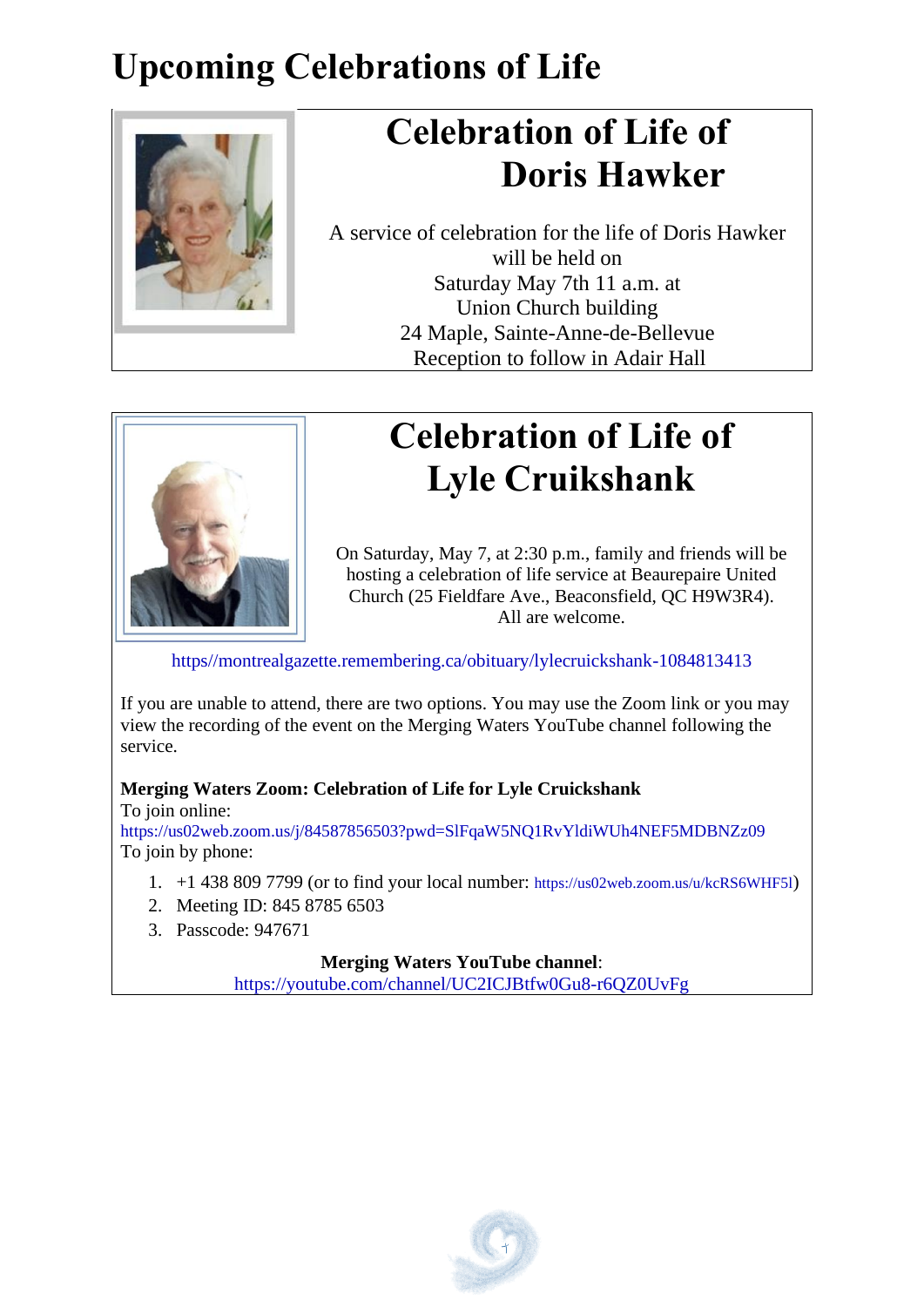# Upcoming Celebrations of Life

## Celebration of Life of Doris Hawker

A service of celebration for the life of Doris Hawker will be held on
Saturday May 7th 11 a.m. at
Union Church building
24 Maple, Sainte-Anne-de-Bellevue
Reception to follow in Adair Hall

## Celebration of Life of Lyle Cruikshank

On Saturday, May 7, at 2:30 p.m., family and friends will be hosting a celebration of life service at Beaurepaire United Church (25 Fieldfare Ave., Beaconsfield, QC H9W3R4). All are welcome.

https//montrealgazette.remembering.ca/obituary/lylecruickshank-1084813413

If you are unable to attend, there are two options. You may use the Zoom link or you may view the recording of the event on the Merging Waters YouTube channel following the service.

**Merging Waters Zoom: Celebration of Life for Lyle Cruickshank**
To join online:
https://us02web.zoom.us/j/84587856503?pwd=SlFqaW5NQ1RvYldiWUh4NEF5MDBNZz09
To join by phone:

1. +1 438 809 7799 (or to find your local number: https://us02web.zoom.us/u/kcRS6WHF5l)
2. Meeting ID: 845 8785 6503
3. Passcode: 947671

**Merging Waters YouTube channel**:
https://youtube.com/channel/UC2ICJBtfw0Gu8-r6QZ0UvFg